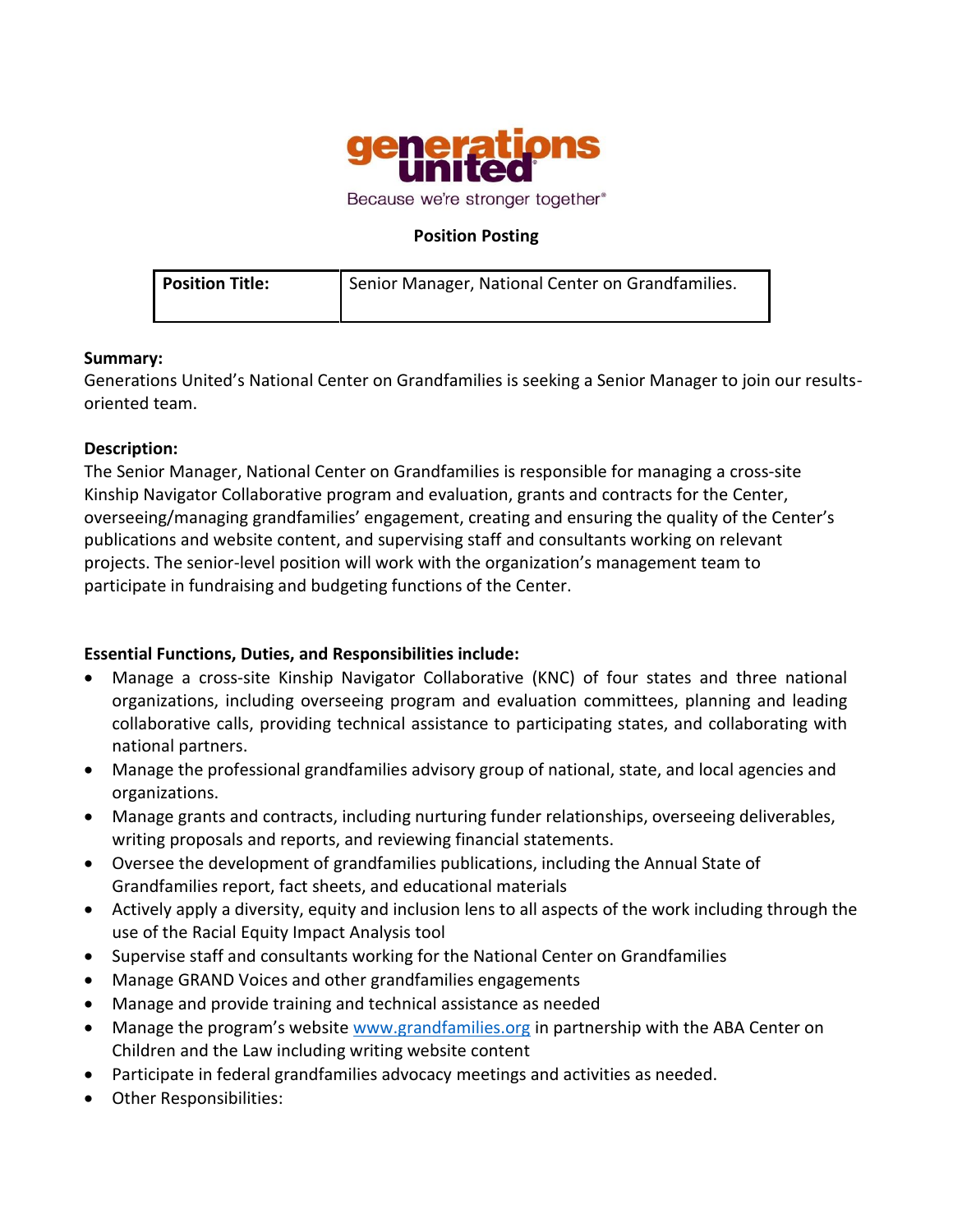generations united

Because we're stronger together®

**Position Posting**

| **Position Title:** | Senior Manager, National Center on Grandfamilies. |
| --- | --- |

**Summary:**
Generations United's National Center on Grandfamilies is seeking a Senior Manager to join our results-oriented team.

**Description:**
The Senior Manager, National Center on Grandfamilies is responsible for managing a cross-site Kinship Navigator Collaborative program and evaluation, grants and contracts for the Center, overseeing/managing grandfamilies' engagement, creating and ensuring the quality of the Center's publications and website content, and supervising staff and consultants working on relevant projects. The senior-level position will work with the organization's management team to participate in fundraising and budgeting functions of the Center.

**Essential Functions, Duties, and Responsibilities include:**

- Manage a cross-site Kinship Navigator Collaborative (KNC) of four states and three national organizations, including overseeing program and evaluation committees, planning and leading collaborative calls, providing technical assistance to participating states, and collaborating with national partners.
- Manage the professional grandfamilies advisory group of national, state, and local agencies and organizations.
- Manage grants and contracts, including nurturing funder relationships, overseeing deliverables, writing proposals and reports, and reviewing financial statements.
- Oversee the development of grandfamilies publications, including the Annual State of Grandfamilies report, fact sheets, and educational materials
- Actively apply a diversity, equity and inclusion lens to all aspects of the work including through the use of the Racial Equity Impact Analysis tool
- Supervise staff and consultants working for the National Center on Grandfamilies
- Manage GRAND Voices and other grandfamilies engagements
- Manage and provide training and technical assistance as needed
- Manage the program's website [www.grandfamilies.org](http://www.grandfamilies.org) in partnership with the ABA Center on Children and the Law including writing website content
- Participate in federal grandfamilies advocacy meetings and activities as needed.
- Other Responsibilities: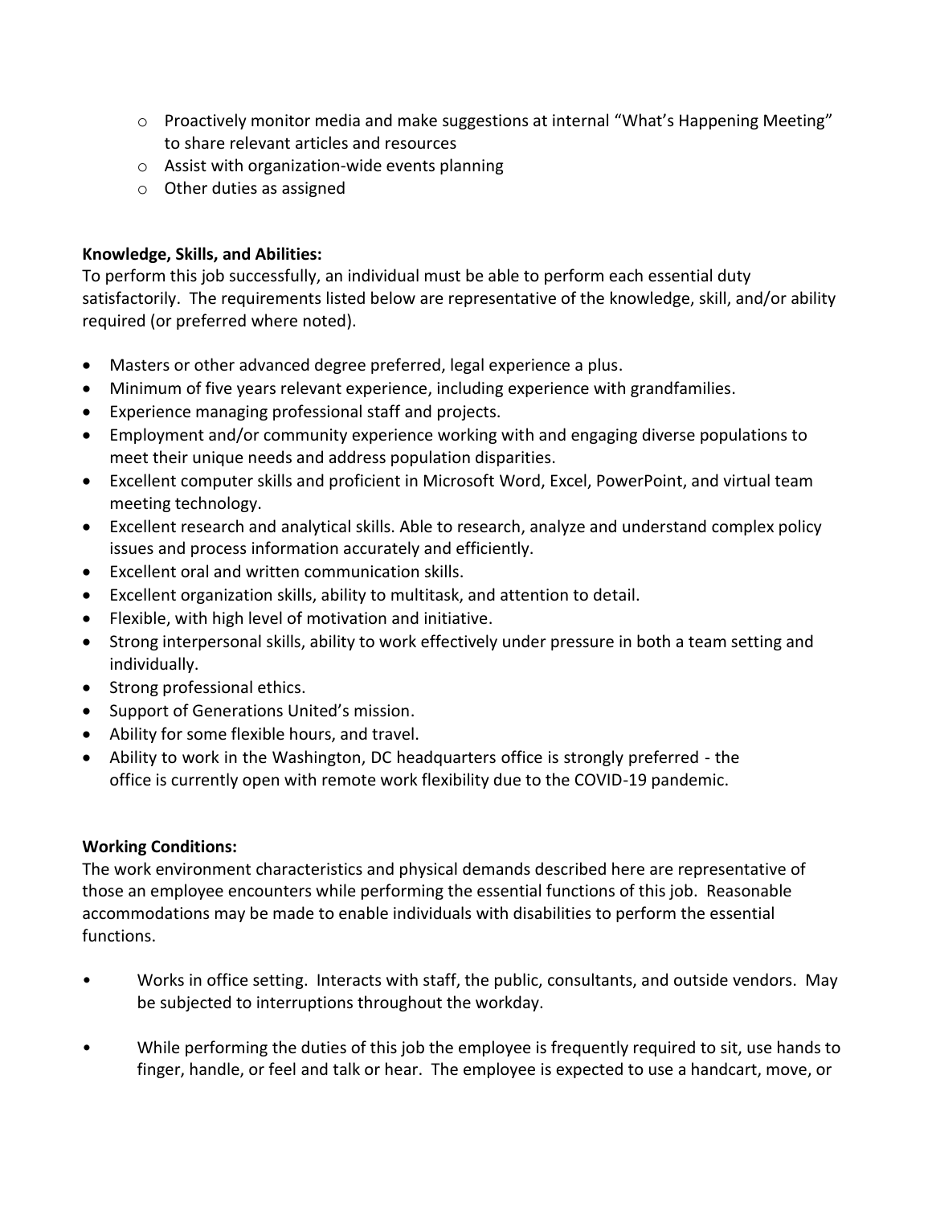- Proactively monitor media and make suggestions at internal "What's Happening Meeting" to share relevant articles and resources
  - Assist with organization-wide events planning
  - Other duties as assigned

**Knowledge, Skills, and Abilities:**
To perform this job successfully, an individual must be able to perform each essential duty satisfactorily. The requirements listed below are representative of the knowledge, skill, and/or ability required (or preferred where noted).

- Masters or other advanced degree preferred, legal experience a plus.
- Minimum of five years relevant experience, including experience with grandfamilies.
- Experience managing professional staff and projects.
- Employment and/or community experience working with and engaging diverse populations to meet their unique needs and address population disparities.
- Excellent computer skills and proficient in Microsoft Word, Excel, PowerPoint, and virtual team meeting technology.
- Excellent research and analytical skills. Able to research, analyze and understand complex policy issues and process information accurately and efficiently.
- Excellent oral and written communication skills.
- Excellent organization skills, ability to multitask, and attention to detail.
- Flexible, with high level of motivation and initiative.
- Strong interpersonal skills, ability to work effectively under pressure in both a team setting and individually.
- Strong professional ethics.
- Support of Generations United's mission.
- Ability for some flexible hours, and travel.
- Ability to work in the Washington, DC headquarters office is strongly preferred - the office is currently open with remote work flexibility due to the COVID-19 pandemic.

**Working Conditions:**
The work environment characteristics and physical demands described here are representative of those an employee encounters while performing the essential functions of this job. Reasonable accommodations may be made to enable individuals with disabilities to perform the essential functions.

- Works in office setting. Interacts with staff, the public, consultants, and outside vendors. May be subjected to interruptions throughout the workday.

- While performing the duties of this job the employee is frequently required to sit, use hands to finger, handle, or feel and talk or hear. The employee is expected to use a handcart, move, or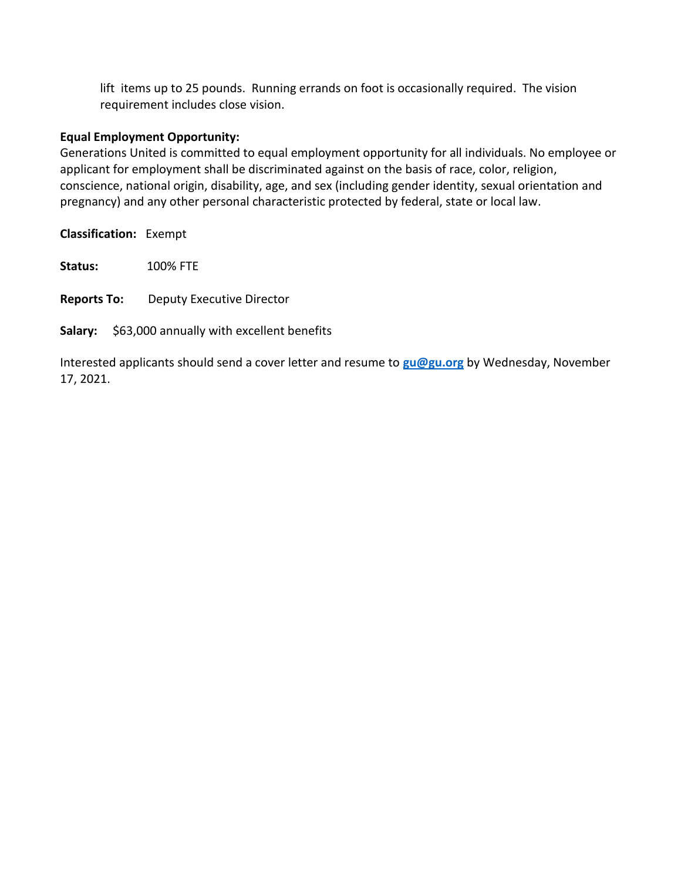lift items up to 25 pounds. Running errands on foot is occasionally required. The vision requirement includes close vision.

**Equal Employment Opportunity:**
Generations United is committed to equal employment opportunity for all individuals. No employee or applicant for employment shall be discriminated against on the basis of race, color, religion, conscience, national origin, disability, age, and sex (including gender identity, sexual orientation and pregnancy) and any other personal characteristic protected by federal, state or local law.

**Classification:** Exempt

**Status:** 100% FTE

**Reports To:** Deputy Executive Director

**Salary:** $63,000 annually with excellent benefits

Interested applicants should send a cover letter and resume to **gu@gu.org** by Wednesday, November 17, 2021.